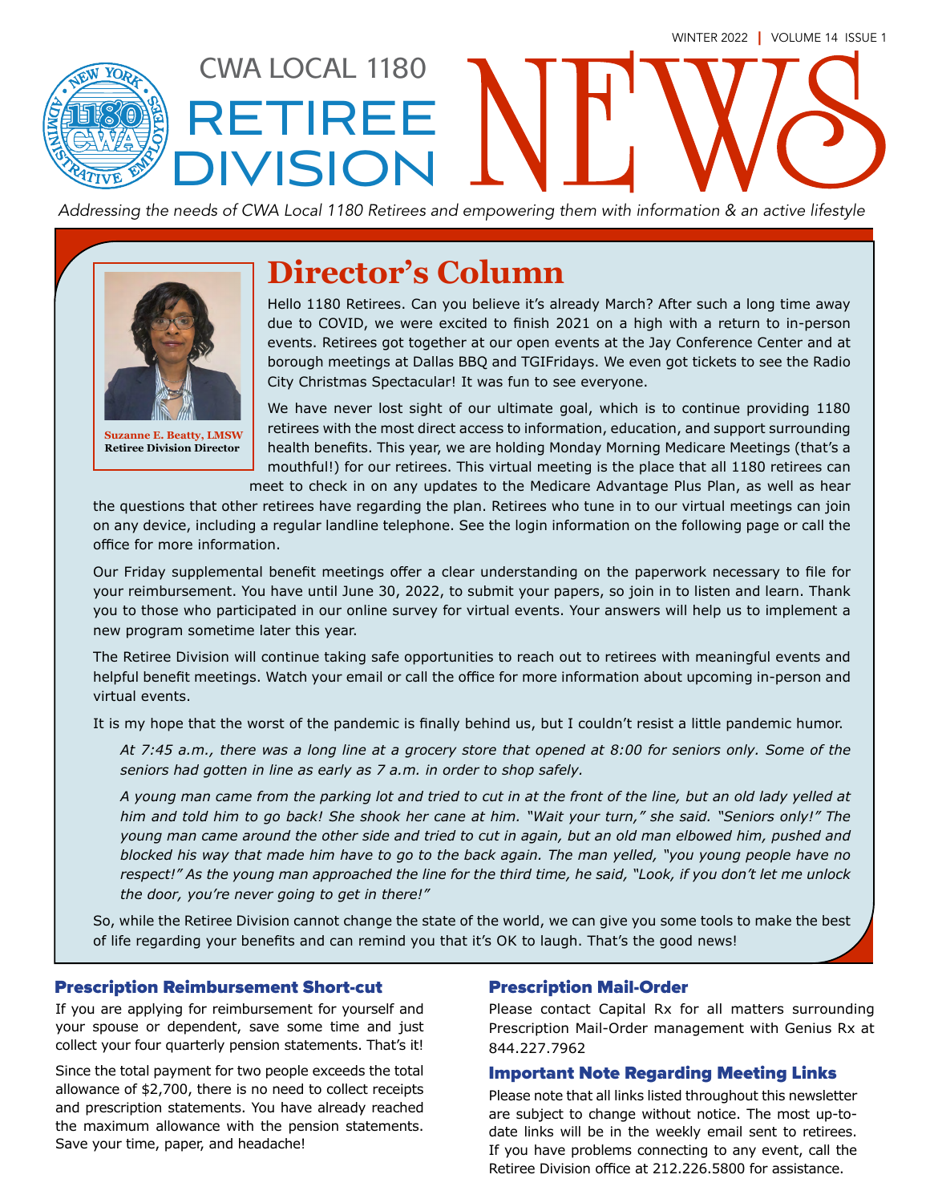WINTER 2022 | VOLUME 14 ISSUE 1

# CWA LOCAL 1180 RETIREE DIVISION NEWS

*Addressing the needs of CWA Local 1180 Retirees and empowering them with information & an active lifestyle*

## Director's Column

**Suzanne E. Beatty, LMSW**
**Retiree Division Director**

Hello 1180 Retirees. Can you believe it's already March? After such a long time away due to COVID, we were excited to finish 2021 on a high with a return to in-person events. Retirees got together at our open events at the Jay Conference Center and at borough meetings at Dallas BBQ and TGIFridays. We even got tickets to see the Radio City Christmas Spectacular! It was fun to see everyone.

We have never lost sight of our ultimate goal, which is to continue providing 1180 retirees with the most direct access to information, education, and support surrounding health benefits. This year, we are holding Monday Morning Medicare Meetings (that's a mouthful!) for our retirees. This virtual meeting is the place that all 1180 retirees can meet to check in on any updates to the Medicare Advantage Plus Plan, as well as hear the questions that other retirees have regarding the plan. Retirees who tune in to our virtual meetings can join on any device, including a regular landline telephone. See the login information on the following page or call the office for more information.

Our Friday supplemental benefit meetings offer a clear understanding on the paperwork necessary to file for your reimbursement. You have until June 30, 2022, to submit your papers, so join in to listen and learn. Thank you to those who participated in our online survey for virtual events. Your answers will help us to implement a new program sometime later this year.

The Retiree Division will continue taking safe opportunities to reach out to retirees with meaningful events and helpful benefit meetings. Watch your email or call the office for more information about upcoming in-person and virtual events.

It is my hope that the worst of the pandemic is finally behind us, but I couldn't resist a little pandemic humor.

*At 7:45 a.m., there was a long line at a grocery store that opened at 8:00 for seniors only. Some of the seniors had gotten in line as early as 7 a.m. in order to shop safely.*

*A young man came from the parking lot and tried to cut in at the front of the line, but an old lady yelled at him and told him to go back! She shook her cane at him. "Wait your turn," she said. "Seniors only!" The young man came around the other side and tried to cut in again, but an old man elbowed him, pushed and blocked his way that made him have to go to the back again. The man yelled, "you young people have no respect!" As the young man approached the line for the third time, he said, "Look, if you don't let me unlock the door, you're never going to get in there!"*

So, while the Retiree Division cannot change the state of the world, we can give you some tools to make the best of life regarding your benefits and can remind you that it's OK to laugh. That's the good news!

### Prescription Reimbursement Short-cut

If you are applying for reimbursement for yourself and your spouse or dependent, save some time and just collect your four quarterly pension statements. That's it!

Since the total payment for two people exceeds the total allowance of $2,700, there is no need to collect receipts and prescription statements. You have already reached the maximum allowance with the pension statements. Save your time, paper, and headache!

### Prescription Mail-Order

Please contact Capital Rx for all matters surrounding Prescription Mail-Order management with Genius Rx at 844.227.7962

### Important Note Regarding Meeting Links

Please note that all links listed throughout this newsletter are subject to change without notice. The most up-to-date links will be in the weekly email sent to retirees. If you have problems connecting to any event, call the Retiree Division office at 212.226.5800 for assistance.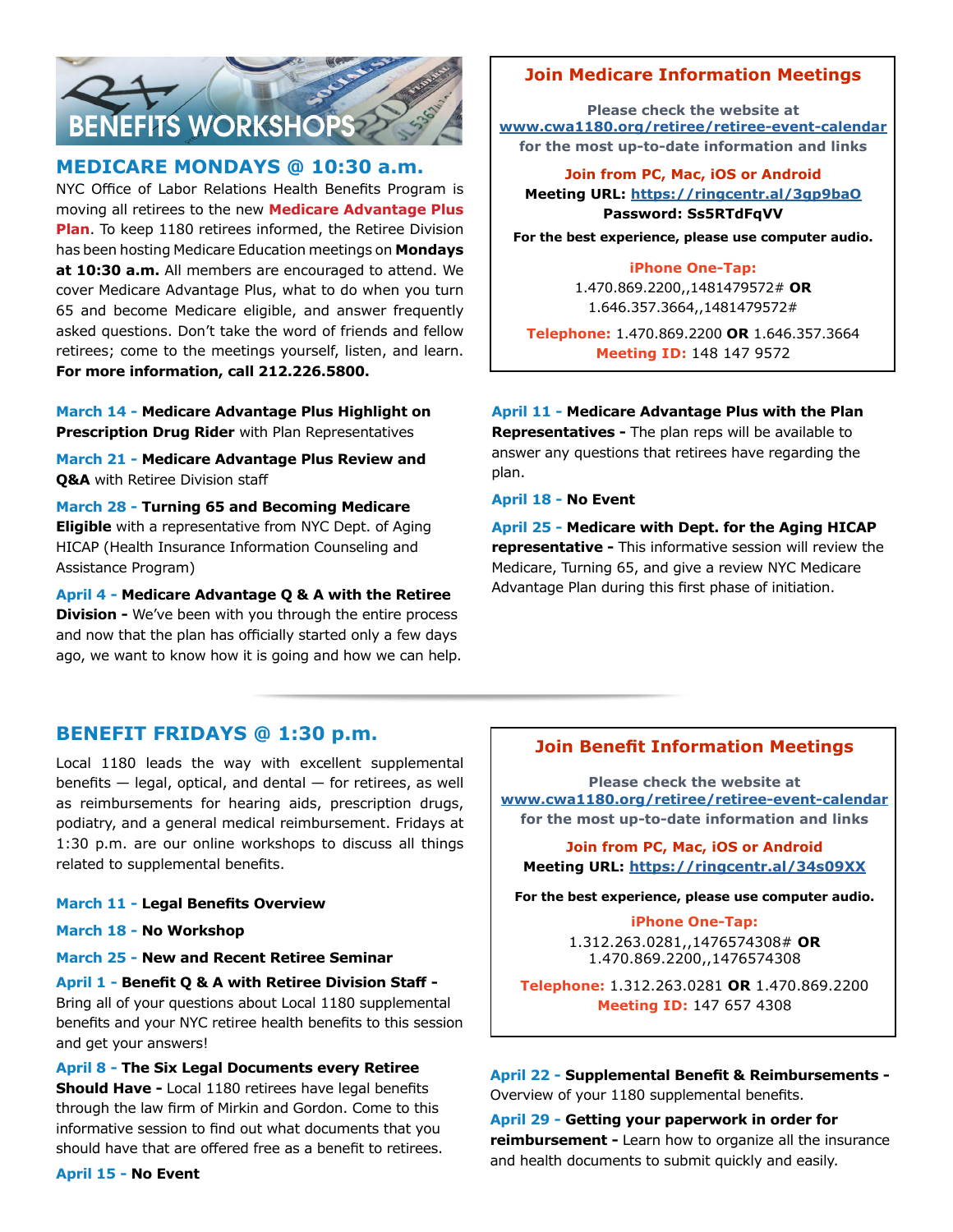# BENEFITS WORKSHOPS

## MEDICARE MONDAYS @ 10:30 a.m.

NYC Office of Labor Relations Health Benefits Program is moving all retirees to the new **Medicare Advantage Plus Plan**. To keep 1180 retirees informed, the Retiree Division has been hosting Medicare Education meetings on **Mondays at 10:30 a.m.** All members are encouraged to attend. We cover Medicare Advantage Plus, what to do when you turn 65 and become Medicare eligible, and answer frequently asked questions. Don't take the word of friends and fellow retirees; come to the meetings yourself, listen, and learn. **For more information, call 212.226.5800.**

**March 14 - Medicare Advantage Plus Highlight on Prescription Drug Rider** with Plan Representatives

**March 21 - Medicare Advantage Plus Review and Q&A** with Retiree Division staff

**March 28 - Turning 65 and Becoming Medicare Eligible** with a representative from NYC Dept. of Aging HICAP (Health Insurance Information Counseling and Assistance Program)

**April 4 - Medicare Advantage Q & A with the Retiree Division -** We've been with you through the entire process and now that the plan has officially started only a few days ago, we want to know how it is going and how we can help.

**April 11 - Medicare Advantage Plus with the Plan Representatives -** The plan reps will be available to answer any questions that retirees have regarding the plan.

**April 18 - No Event**

**April 25 - Medicare with Dept. for the Aging HICAP representative -** This informative session will review the Medicare, Turning 65, and give a review NYC Medicare Advantage Plan during this first phase of initiation.

### Join Medicare Information Meetings

**Please check the website at www.cwa1180.org/retiree/retiree-event-calendar for the most up-to-date information and links**

**Join from PC, Mac, iOS or Android**
**Meeting URL: https://ringcentr.al/3gp9baO**
**Password: Ss5RTdFqVV**

**For the best experience, please use computer audio.**

**iPhone One-Tap:**
1.470.869.2200,,1481479572# **OR**
1.646.357.3664,,1481479572#

**Telephone:** 1.470.869.2200 **OR** 1.646.357.3664
**Meeting ID:** 148 147 9572

## BENEFIT FRIDAYS @ 1:30 p.m.

Local 1180 leads the way with excellent supplemental benefits — legal, optical, and dental — for retirees, as well as reimbursements for hearing aids, prescription drugs, podiatry, and a general medical reimbursement. Fridays at 1:30 p.m. are our online workshops to discuss all things related to supplemental benefits.

**March 11 - Legal Benefits Overview**

**March 18 - No Workshop**

**March 25 - New and Recent Retiree Seminar**

**April 1 - Benefit Q & A with Retiree Division Staff -** Bring all of your questions about Local 1180 supplemental benefits and your NYC retiree health benefits to this session and get your answers!

**April 8 - The Six Legal Documents every Retiree Should Have -** Local 1180 retirees have legal benefits through the law firm of Mirkin and Gordon. Come to this informative session to find out what documents that you should have that are offered free as a benefit to retirees.

**April 15 - No Event**

**April 22 - Supplemental Benefit & Reimbursements -** Overview of your 1180 supplemental benefits.

**April 29 - Getting your paperwork in order for reimbursement -** Learn how to organize all the insurance and health documents to submit quickly and easily.

### Join Benefit Information Meetings

**Please check the website at www.cwa1180.org/retiree/retiree-event-calendar for the most up-to-date information and links**

**Join from PC, Mac, iOS or Android**
**Meeting URL: https://ringcentr.al/34s09XX**

**For the best experience, please use computer audio.**

**iPhone One-Tap:**
1.312.263.0281,,1476574308# **OR**
1.470.869.2200,,1476574308

**Telephone:** 1.312.263.0281 **OR** 1.470.869.2200
**Meeting ID:** 147 657 4308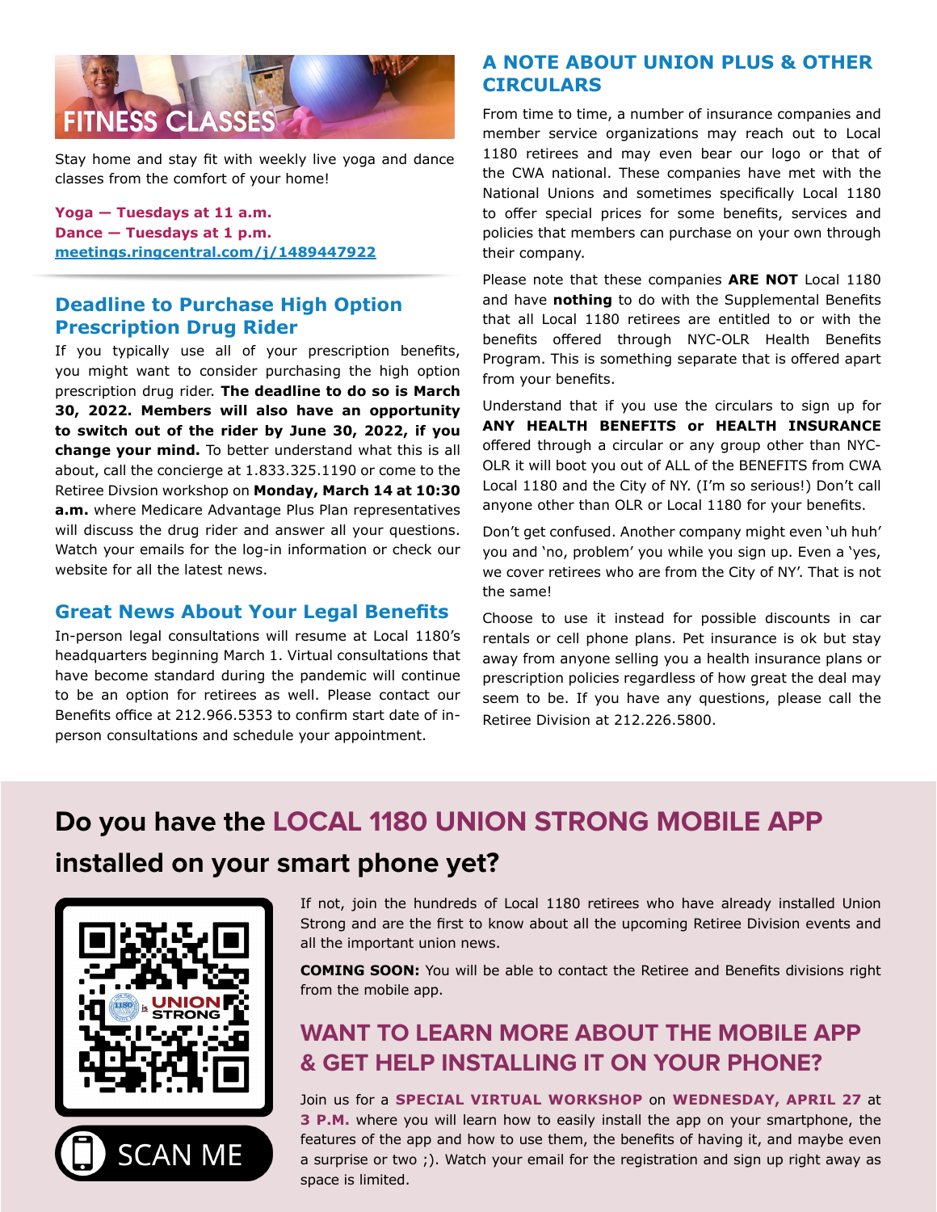## FITNESS CLASSES

Stay home and stay fit with weekly live yoga and dance classes from the comfort of your home!

**Yoga — Tuesdays at 11 a.m.**
**Dance — Tuesdays at 1 p.m.**
**meetings.ringcentral.com/j/1489447922**

## Deadline to Purchase High Option Prescription Drug Rider

If you typically use all of your prescription benefits, you might want to consider purchasing the high option prescription drug rider. **The deadline to do so is March 30, 2022. Members will also have an opportunity to switch out of the rider by June 30, 2022, if you change your mind.** To better understand what this is all about, call the concierge at 1.833.325.1190 or come to the Retiree Divsion workshop on **Monday, March 14 at 10:30 a.m.** where Medicare Advantage Plus Plan representatives will discuss the drug rider and answer all your questions. Watch your emails for the log-in information or check our website for all the latest news.

## Great News About Your Legal Benefits

In-person legal consultations will resume at Local 1180's headquarters beginning March 1. Virtual consultations that have become standard during the pandemic will continue to be an option for retirees as well. Please contact our Benefits office at 212.966.5353 to confirm start date of in-person consultations and schedule your appointment.

## A NOTE ABOUT UNION PLUS & OTHER CIRCULARS

From time to time, a number of insurance companies and member service organizations may reach out to Local 1180 retirees and may even bear our logo or that of the CWA national. These companies have met with the National Unions and sometimes specifically Local 1180 to offer special prices for some benefits, services and policies that members can purchase on your own through their company.

Please note that these companies **ARE NOT** Local 1180 and have **nothing** to do with the Supplemental Benefits that all Local 1180 retirees are entitled to or with the benefits offered through NYC-OLR Health Benefits Program. This is something separate that is offered apart from your benefits.

Understand that if you use the circulars to sign up for **ANY HEALTH BENEFITS or HEALTH INSURANCE** offered through a circular or any group other than NYC-OLR it will boot you out of ALL of the BENEFITS from CWA Local 1180 and the City of NY. (I'm so serious!) Don't call anyone other than OLR or Local 1180 for your benefits.

Don't get confused. Another company might even 'uh huh' you and 'no, problem' you while you sign up. Even a 'yes, we cover retirees who are from the City of NY'. That is not the same!

Choose to use it instead for possible discounts in car rentals or cell phone plans. Pet insurance is ok but stay away from anyone selling you a health insurance plans or prescription policies regardless of how great the deal may seem to be. If you have any questions, please call the Retiree Division at 212.226.5800.

## Do you have the LOCAL 1180 UNION STRONG MOBILE APP installed on your smart phone yet?

SCAN ME

If not, join the hundreds of Local 1180 retirees who have already installed Union Strong and are the first to know about all the upcoming Retiree Division events and all the important union news.

**COMING SOON:** You will be able to contact the Retiree and Benefits divisions right from the mobile app.

## WANT TO LEARN MORE ABOUT THE MOBILE APP & GET HELP INSTALLING IT ON YOUR PHONE?

Join us for a **SPECIAL VIRTUAL WORKSHOP** on **WEDNESDAY, APRIL 27** at **3 P.M.** where you will learn how to easily install the app on your smartphone, the features of the app and how to use them, the benefits of having it, and maybe even a surprise or two ;). Watch your email for the registration and sign up right away as space is limited.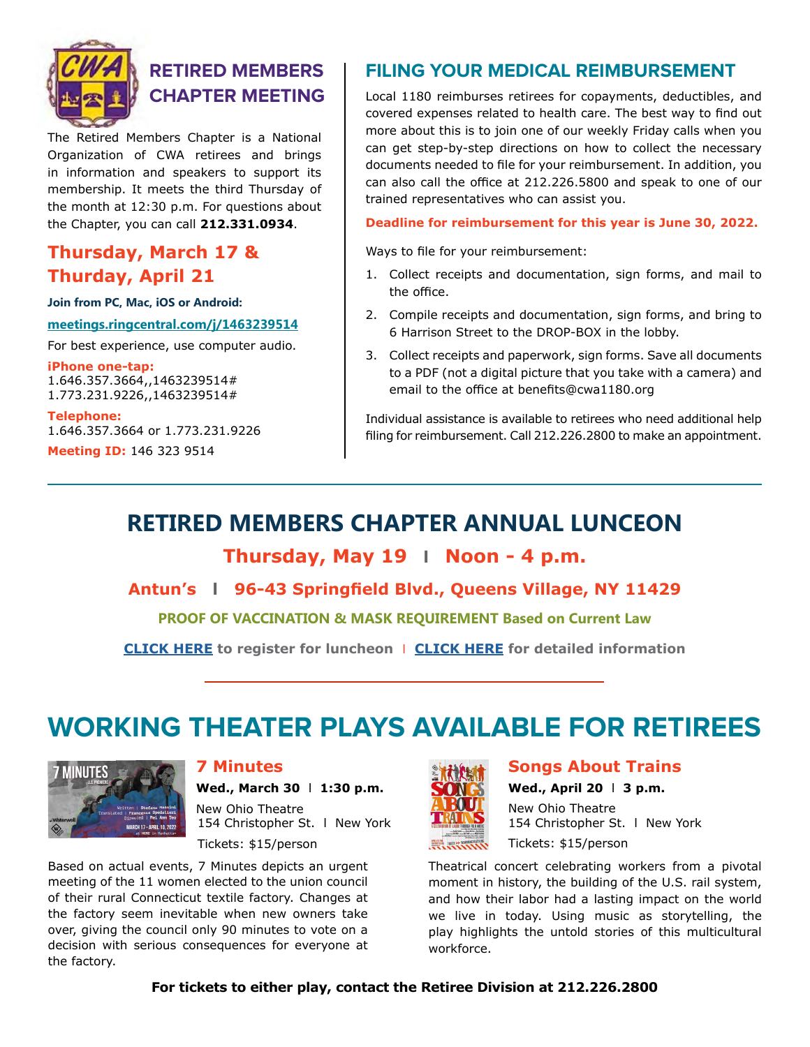## RETIRED MEMBERS CHAPTER MEETING

The Retired Members Chapter is a National Organization of CWA retirees and brings in information and speakers to support its membership. It meets the third Thursday of the month at 12:30 p.m. For questions about the Chapter, you can call **212.331.0934**.

### Thursday, March 17 & Thurday, April 21

**Join from PC, Mac, iOS or Android:**

**meetings.ringcentral.com/j/1463239514**

For best experience, use computer audio.

**iPhone one-tap:**
1.646.357.3664,,1463239514#
1.773.231.9226,,1463239514#

**Telephone:**
1.646.357.3664 or 1.773.231.9226

**Meeting ID:** 146 323 9514

## FILING YOUR MEDICAL REIMBURSEMENT

Local 1180 reimburses retirees for copayments, deductibles, and covered expenses related to health care. The best way to find out more about this is to join one of our weekly Friday calls when you can get step-by-step directions on how to collect the necessary documents needed to file for your reimbursement. In addition, you can also call the office at 212.226.5800 and speak to one of our trained representatives who can assist you.

**Deadline for reimbursement for this year is June 30, 2022.**

Ways to file for your reimbursement:

1. Collect receipts and documentation, sign forms, and mail to the office.
2. Compile receipts and documentation, sign forms, and bring to 6 Harrison Street to the DROP-BOX in the lobby.
3. Collect receipts and paperwork, sign forms. Save all documents to a PDF (not a digital picture that you take with a camera) and email to the office at benefits@cwa1180.org

Individual assistance is available to retirees who need additional help filing for reimbursement. Call 212.226.2800 to make an appointment.

## RETIRED MEMBERS CHAPTER ANNUAL LUNCEON

**Thursday, May 19 | Noon - 4 p.m.**

**Antun's | 96-43 Springfield Blvd., Queens Village, NY 11429**

**PROOF OF VACCINATION & MASK REQUIREMENT Based on Current Law**

**CLICK HERE to register for luncheon | CLICK HERE for detailed information**

## WORKING THEATER PLAYS AVAILABLE FOR RETIREES

### 7 Minutes

**Wed., March 30 | 1:30 p.m.**

New Ohio Theatre
154 Christopher St. | New York

Tickets: $15/person

Based on actual events, 7 Minutes depicts an urgent meeting of the 11 women elected to the union council of their rural Connecticut textile factory. Changes at the factory seem inevitable when new owners take over, giving the council only 90 minutes to vote on a decision with serious consequences for everyone at the factory.

### Songs About Trains

**Wed., April 20 | 3 p.m.**

New Ohio Theatre
154 Christopher St. | New York

Tickets: $15/person

Theatrical concert celebrating workers from a pivotal moment in history, the building of the U.S. rail system, and how their labor had a lasting impact on the world we live in today. Using music as storytelling, the play highlights the untold stories of this multicultural workforce.

**For tickets to either play, contact the Retiree Division at 212.226.2800**